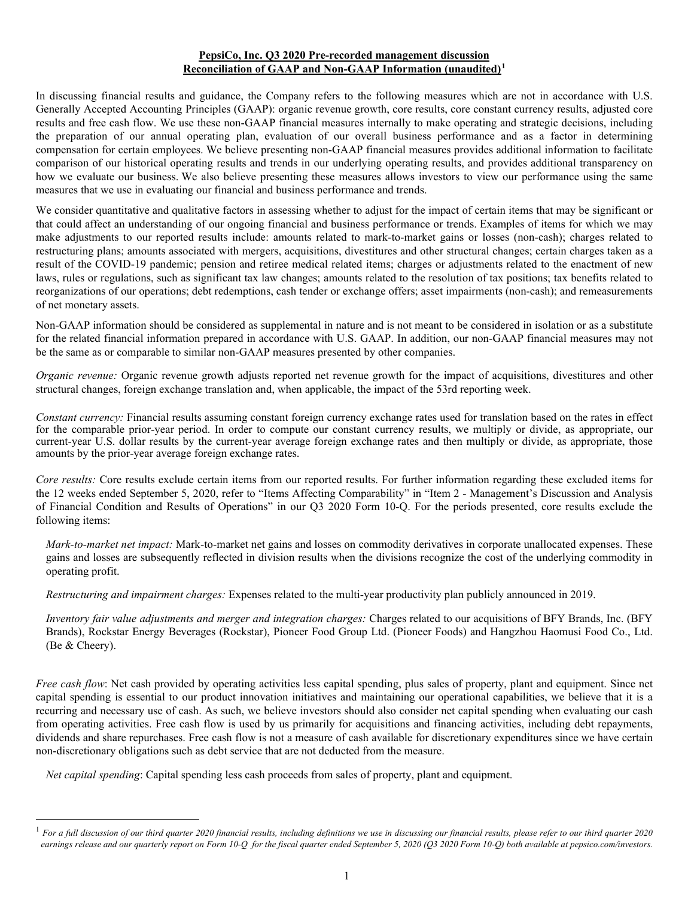**PepsiCo, Inc. Q3 2020 Pre-recorded management discussion**
**Reconciliation of GAAP and Non-GAAP Information (unaudited)**[1]

In discussing financial results and guidance, the Company refers to the following measures which are not in accordance with U.S. Generally Accepted Accounting Principles (GAAP): organic revenue growth, core results, core constant currency results, adjusted core results and free cash flow. We use these non-GAAP financial measures internally to make operating and strategic decisions, including the preparation of our annual operating plan, evaluation of our overall business performance and as a factor in determining compensation for certain employees. We believe presenting non-GAAP financial measures provides additional information to facilitate comparison of our historical operating results and trends in our underlying operating results, and provides additional transparency on how we evaluate our business. We also believe presenting these measures allows investors to view our performance using the same measures that we use in evaluating our financial and business performance and trends.

We consider quantitative and qualitative factors in assessing whether to adjust for the impact of certain items that may be significant or that could affect an understanding of our ongoing financial and business performance or trends. Examples of items for which we may make adjustments to our reported results include: amounts related to mark-to-market gains or losses (non-cash); charges related to restructuring plans; amounts associated with mergers, acquisitions, divestitures and other structural changes; certain charges taken as a result of the COVID-19 pandemic; pension and retiree medical related items; charges or adjustments related to the enactment of new laws, rules or regulations, such as significant tax law changes; amounts related to the resolution of tax positions; tax benefits related to reorganizations of our operations; debt redemptions, cash tender or exchange offers; asset impairments (non-cash); and remeasurements of net monetary assets.

Non-GAAP information should be considered as supplemental in nature and is not meant to be considered in isolation or as a substitute for the related financial information prepared in accordance with U.S. GAAP. In addition, our non-GAAP financial measures may not be the same as or comparable to similar non-GAAP measures presented by other companies.

*Organic revenue:* Organic revenue growth adjusts reported net revenue growth for the impact of acquisitions, divestitures and other structural changes, foreign exchange translation and, when applicable, the impact of the 53rd reporting week.

*Constant currency:* Financial results assuming constant foreign currency exchange rates used for translation based on the rates in effect for the comparable prior-year period. In order to compute our constant currency results, we multiply or divide, as appropriate, our current-year U.S. dollar results by the current-year average foreign exchange rates and then multiply or divide, as appropriate, those amounts by the prior-year average foreign exchange rates.

*Core results:* Core results exclude certain items from our reported results. For further information regarding these excluded items for the 12 weeks ended September 5, 2020, refer to "Items Affecting Comparability" in "Item 2 - Management's Discussion and Analysis of Financial Condition and Results of Operations" in our Q3 2020 Form 10-Q. For the periods presented, core results exclude the following items:

*Mark-to-market net impact:* Mark-to-market net gains and losses on commodity derivatives in corporate unallocated expenses. These gains and losses are subsequently reflected in division results when the divisions recognize the cost of the underlying commodity in operating profit.

*Restructuring and impairment charges:* Expenses related to the multi-year productivity plan publicly announced in 2019.

*Inventory fair value adjustments and merger and integration charges:* Charges related to our acquisitions of BFY Brands, Inc. (BFY Brands), Rockstar Energy Beverages (Rockstar), Pioneer Food Group Ltd. (Pioneer Foods) and Hangzhou Haomusi Food Co., Ltd. (Be & Cheery).

*Free cash flow*: Net cash provided by operating activities less capital spending, plus sales of property, plant and equipment. Since net capital spending is essential to our product innovation initiatives and maintaining our operational capabilities, we believe that it is a recurring and necessary use of cash. As such, we believe investors should also consider net capital spending when evaluating our cash from operating activities. Free cash flow is used by us primarily for acquisitions and financing activities, including debt repayments, dividends and share repurchases. Free cash flow is not a measure of cash available for discretionary expenditures since we have certain non-discretionary obligations such as debt service that are not deducted from the measure.

*Net capital spending*: Capital spending less cash proceeds from sales of property, plant and equipment.

---

[1] *For a full discussion of our third quarter 2020 financial results, including definitions we use in discussing our financial results, please refer to our third quarter 2020 earnings release and our quarterly report on Form 10-Q for the fiscal quarter ended September 5, 2020 (Q3 2020 Form 10-Q) both available at pepsico.com/investors.*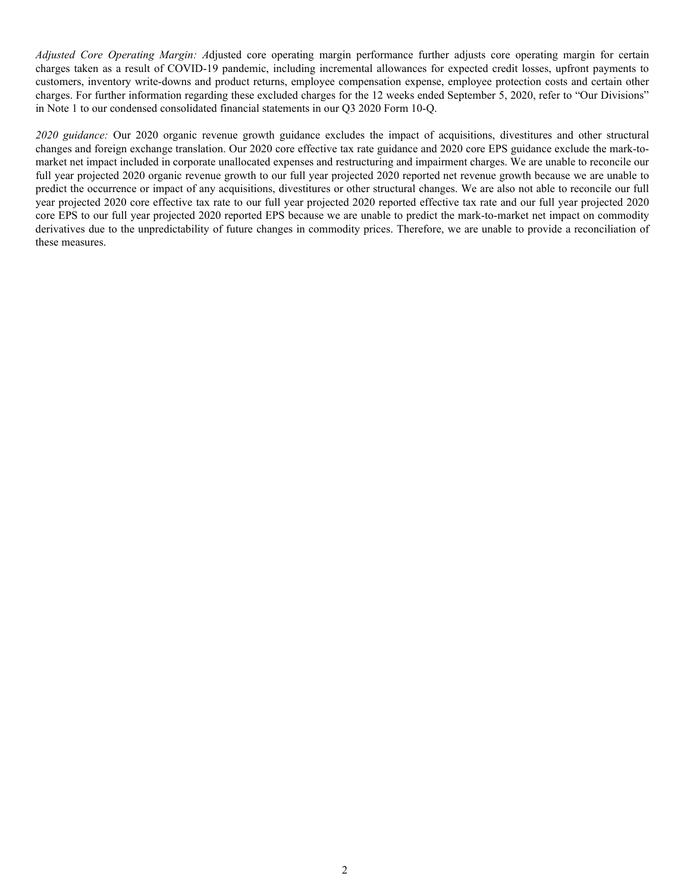*Adjusted Core Operating Margin: A*djusted core operating margin performance further adjusts core operating margin for certain charges taken as a result of COVID-19 pandemic, including incremental allowances for expected credit losses, upfront payments to customers, inventory write-downs and product returns, employee compensation expense, employee protection costs and certain other charges. For further information regarding these excluded charges for the 12 weeks ended September 5, 2020, refer to "Our Divisions" in Note 1 to our condensed consolidated financial statements in our Q3 2020 Form 10-Q.

*2020 guidance:* Our 2020 organic revenue growth guidance excludes the impact of acquisitions, divestitures and other structural changes and foreign exchange translation. Our 2020 core effective tax rate guidance and 2020 core EPS guidance exclude the mark-to-market net impact included in corporate unallocated expenses and restructuring and impairment charges. We are unable to reconcile our full year projected 2020 organic revenue growth to our full year projected 2020 reported net revenue growth because we are unable to predict the occurrence or impact of any acquisitions, divestitures or other structural changes. We are also not able to reconcile our full year projected 2020 core effective tax rate to our full year projected 2020 reported effective tax rate and our full year projected 2020 core EPS to our full year projected 2020 reported EPS because we are unable to predict the mark-to-market net impact on commodity derivatives due to the unpredictability of future changes in commodity prices. Therefore, we are unable to provide a reconciliation of these measures.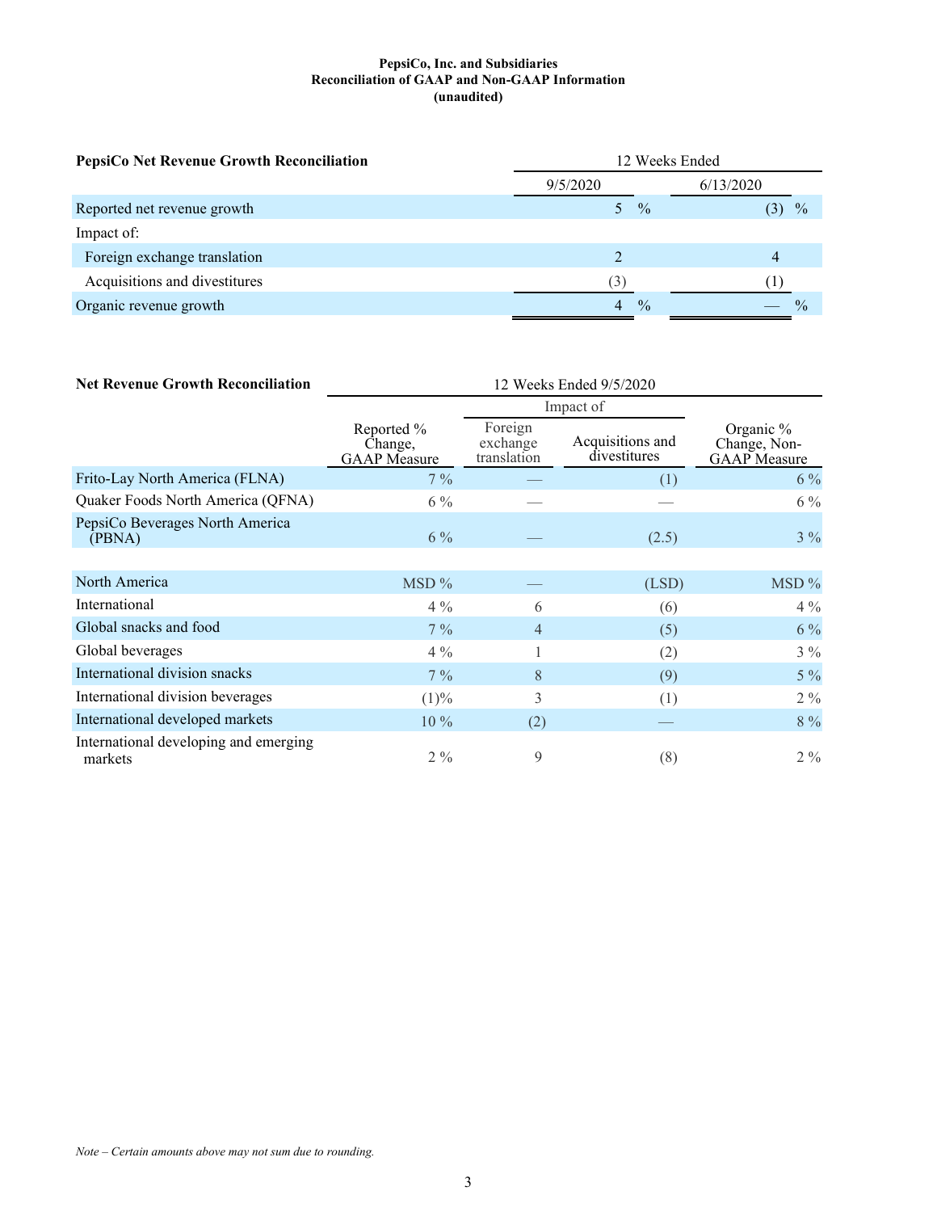**PepsiCo, Inc. and Subsidiaries**
**Reconciliation of GAAP and Non-GAAP Information**
**(unaudited)**

| **PepsiCo Net Revenue Growth Reconciliation** | 12 Weeks Ended | |
|---|---|---|
| | 9/5/2020 | 6/13/2020 |
| Reported net revenue growth | 5 % | (3) % |
| Impact of: | | |
| Foreign exchange translation | 2 | 4 |
| Acquisitions and divestitures | (3) | (1) |
| Organic revenue growth | 4 % | — % |

| **Net Revenue Growth Reconciliation** | 12 Weeks Ended 9/5/2020 | | | |
|---|---|---|---|---|
| | | Impact of | | |
| | Reported % Change, GAAP Measure | Foreign exchange translation | Acquisitions and divestitures | Organic % Change, Non-GAAP Measure |
| Frito-Lay North America (FLNA) | 7 % | — | (1) | 6 % |
| Quaker Foods North America (QFNA) | 6 % | — | — | 6 % |
| PepsiCo Beverages North America (PBNA) | 6 % | — | (2.5) | 3 % |
| North America | MSD % | — | (LSD) | MSD % |
| International | 4 % | 6 | (6) | 4 % |
| Global snacks and food | 7 % | 4 | (5) | 6 % |
| Global beverages | 4 % | 1 | (2) | 3 % |
| International division snacks | 7 % | 8 | (9) | 5 % |
| International division beverages | (1)% | 3 | (1) | 2 % |
| International developed markets | 10 % | (2) | — | 8 % |
| International developing and emerging markets | 2 % | 9 | (8) | 2 % |

*Note – Certain amounts above may not sum due to rounding.*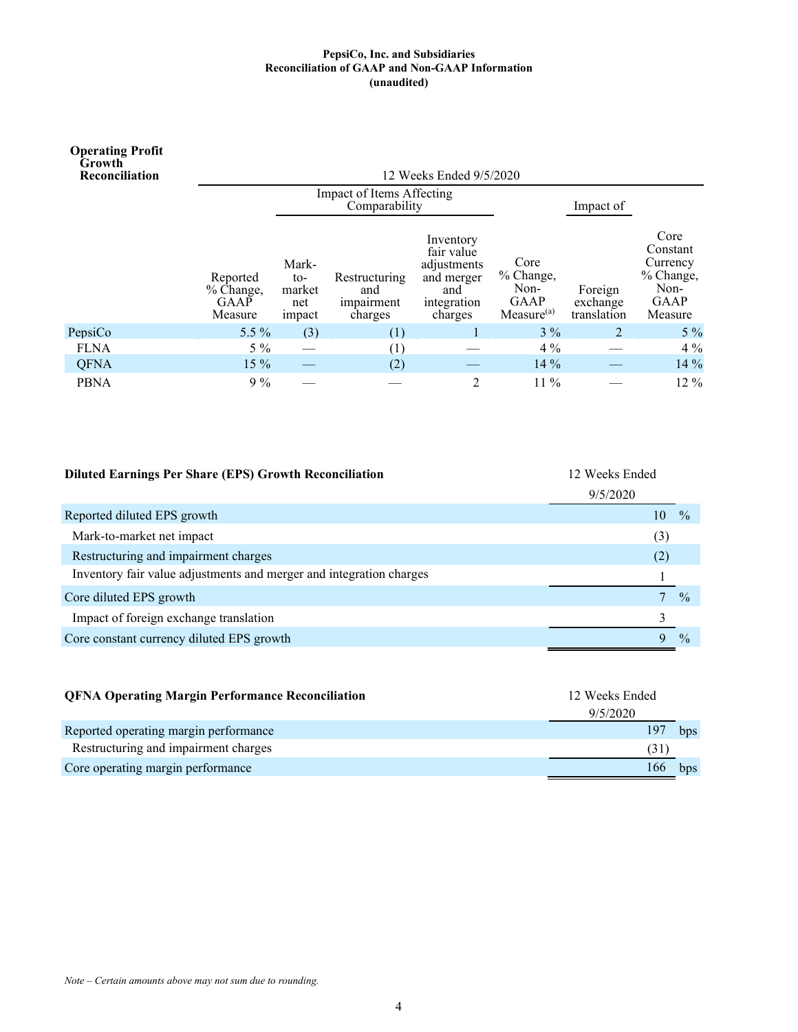**PepsiCo, Inc. and Subsidiaries**
**Reconciliation of GAAP and Non-GAAP Information**
**(unaudited)**

**Operating Profit Growth Reconciliation**

| | 12 Weeks Ended 9/5/2020 | | | | | | |
|---|---|---|---|---|---|---|---|
| | | Impact of Items Affecting Comparability | | | | Impact of | |
| | Reported % Change, GAAP Measure | Mark-to-market net impact | Restructuring and impairment charges | Inventory fair value adjustments and merger and integration charges | Core % Change, Non-GAAP Measure[(a)] | Foreign exchange translation | Core Constant Currency % Change, Non-GAAP Measure |
| PepsiCo | 5.5 % | (3) | (1) | 1 | 3 % | 2 | 5 % |
| FLNA | 5 % | — | (1) | — | 4 % | — | 4 % |
| QFNA | 15 % | — | (2) | — | 14 % | — | 14 % |
| PBNA | 9 % | — | — | 2 | 11 % | — | 12 % |

| **Diluted Earnings Per Share (EPS) Growth Reconciliation** | 12 Weeks Ended 9/5/2020 |
|---|---|
| Reported diluted EPS growth | 10 % |
| Mark-to-market net impact | (3) |
| Restructuring and impairment charges | (2) |
| Inventory fair value adjustments and merger and integration charges | 1 |
| Core diluted EPS growth | 7 % |
| Impact of foreign exchange translation | 3 |
| Core constant currency diluted EPS growth | 9 % |

| **QFNA Operating Margin Performance Reconciliation** | 12 Weeks Ended 9/5/2020 |
|---|---|
| Reported operating margin performance | 197 bps |
| Restructuring and impairment charges | (31) |
| Core operating margin performance | 166 bps |

*Note – Certain amounts above may not sum due to rounding.*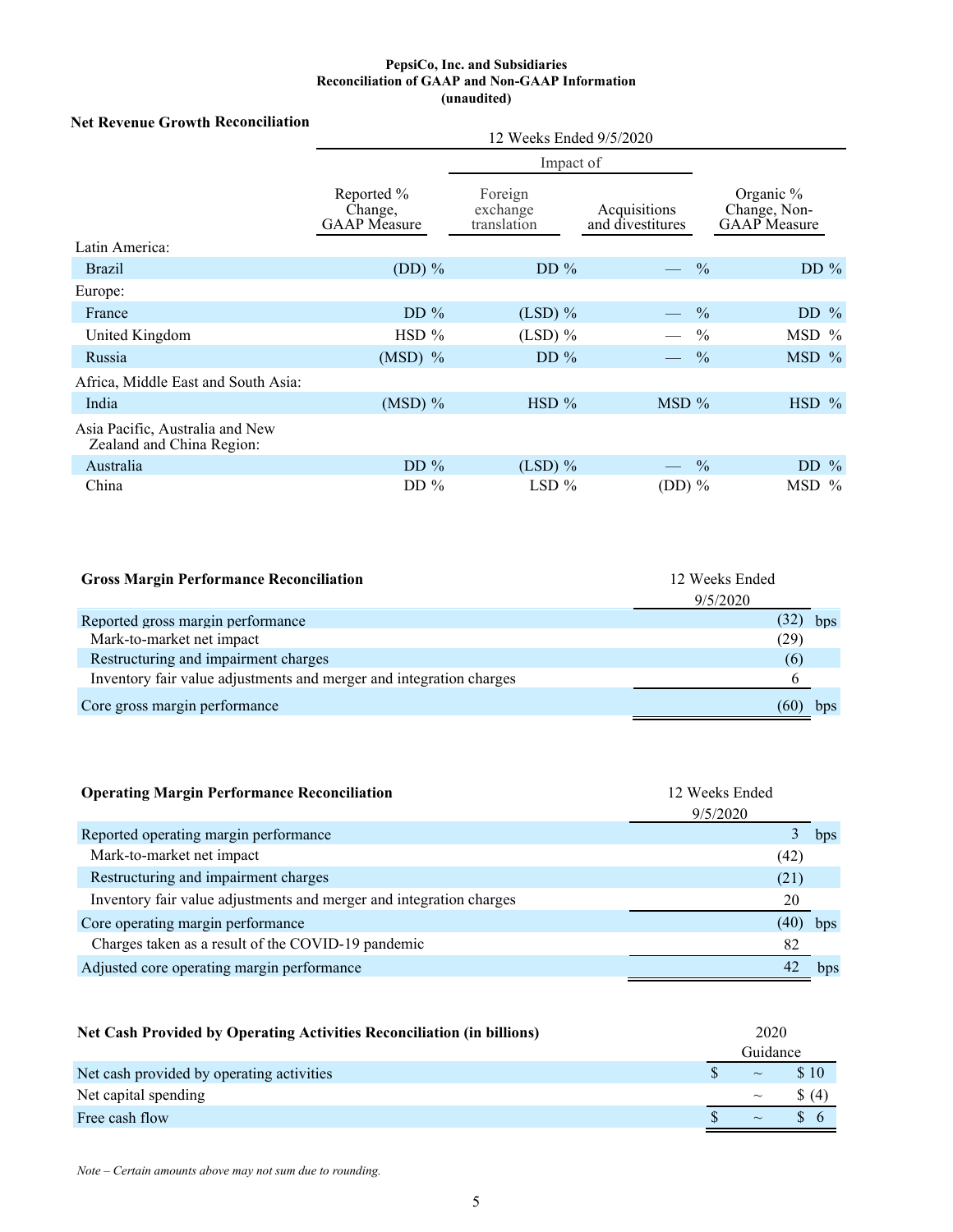**PepsiCo, Inc. and Subsidiaries**
**Reconciliation of GAAP and Non-GAAP Information**
**(unaudited)**

**Net Revenue Growth Reconciliation**

| | 12 Weeks Ended 9/5/2020 | | | |
|---|---|---|---|---|
| | | Impact of | | |
| | Reported % Change, GAAP Measure | Foreign exchange translation | Acquisitions and divestitures | Organic % Change, Non-GAAP Measure |
| Latin America: | | | | |
| Brazil | (DD) % | DD % | — % | DD % |
| Europe: | | | | |
| France | DD % | (LSD) % | — % | DD % |
| United Kingdom | HSD % | (LSD) % | — % | MSD % |
| Russia | (MSD) % | DD % | — % | MSD % |
| Africa, Middle East and South Asia: | | | | |
| India | (MSD) % | HSD % | MSD % | HSD % |
| Asia Pacific, Australia and New Zealand and China Region: | | | | |
| Australia | DD % | (LSD) % | — % | DD % |
| China | DD % | LSD % | (DD) % | MSD % |

| **Gross Margin Performance Reconciliation** | 12 Weeks Ended 9/5/2020 |
|---|---|
| Reported gross margin performance | (32) bps |
| Mark-to-market net impact | (29) |
| Restructuring and impairment charges | (6) |
| Inventory fair value adjustments and merger and integration charges | 6 |
| Core gross margin performance | (60) bps |

| **Operating Margin Performance Reconciliation** | 12 Weeks Ended 9/5/2020 |
|---|---|
| Reported operating margin performance | 3 bps |
| Mark-to-market net impact | (42) |
| Restructuring and impairment charges | (21) |
| Inventory fair value adjustments and merger and integration charges | 20 |
| Core operating margin performance | (40) bps |
| Charges taken as a result of the COVID-19 pandemic | 82 |
| Adjusted core operating margin performance | 42 bps |

| **Net Cash Provided by Operating Activities Reconciliation (in billions)** | 2020 Guidance |
|---|---|
| Net cash provided by operating activities | $ ~ $ 10 |
| Net capital spending | ~ $ (4) |
| Free cash flow | $ ~ $ 6 |

*Note – Certain amounts above may not sum due to rounding.*